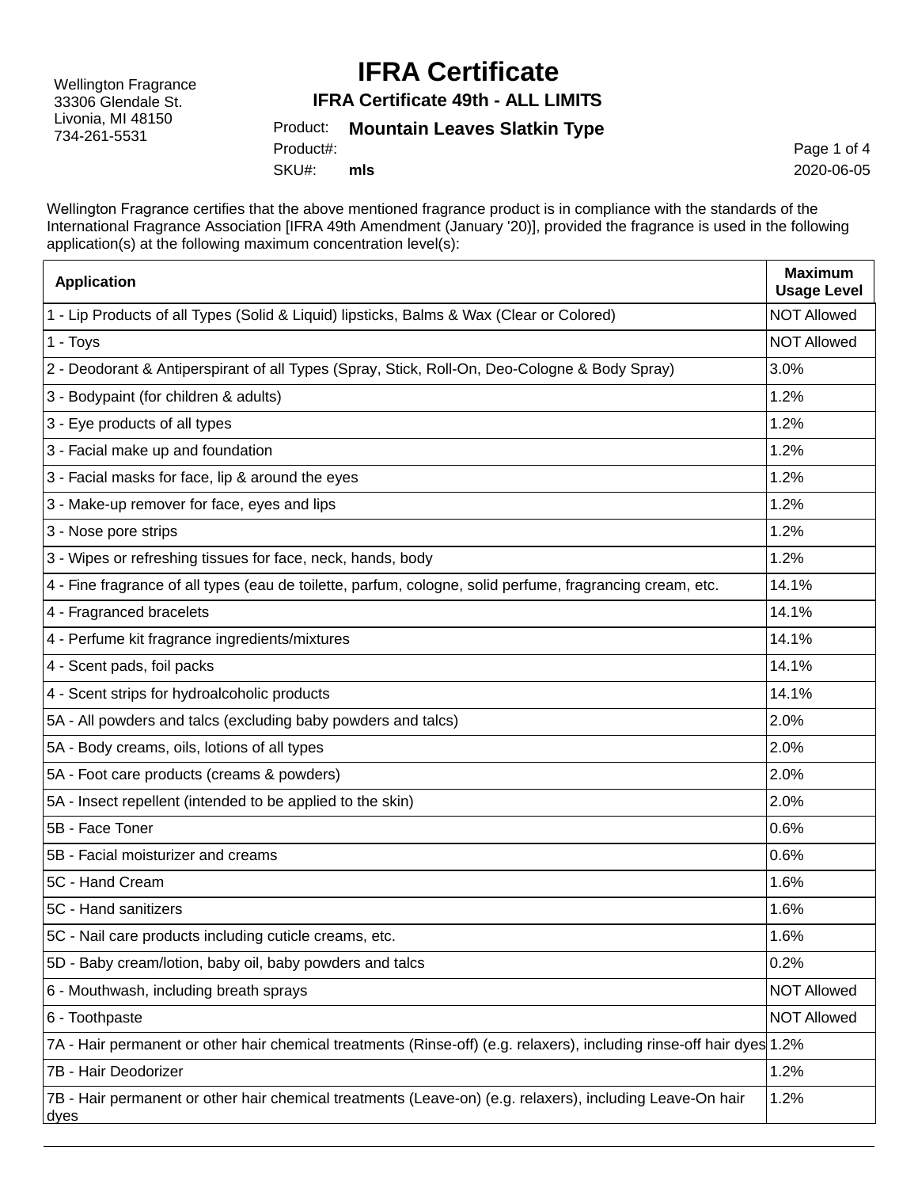Wellington Fragrance
33306 Glendale St.
Livonia, MI 48150
734-261-5531

# IFRA Certificate

## IFRA Certificate 49th - ALL LIMITS

Product: **Mountain Leaves Slatkin Type**

Product#:

SKU#: **mls**

2020-06-05

Wellington Fragrance certifies that the above mentioned fragrance product is in compliance with the standards of the International Fragrance Association [IFRA 49th Amendment (January '20)], provided the fragrance is used in the following application(s) at the following maximum concentration level(s):

| Application | Maximum Usage Level |
|---|---|
| 1 - Lip Products of all Types (Solid & Liquid) lipsticks, Balms & Wax (Clear or Colored) | NOT Allowed |
| 1 - Toys | NOT Allowed |
| 2 - Deodorant & Antiperspirant of all Types (Spray, Stick, Roll-On, Deo-Cologne & Body Spray) | 3.0% |
| 3 - Bodypaint (for children & adults) | 1.2% |
| 3 - Eye products of all types | 1.2% |
| 3 - Facial make up and foundation | 1.2% |
| 3 - Facial masks for face, lip & around the eyes | 1.2% |
| 3 - Make-up remover for face, eyes and lips | 1.2% |
| 3 - Nose pore strips | 1.2% |
| 3 - Wipes or refreshing tissues for face, neck, hands, body | 1.2% |
| 4 - Fine fragrance of all types (eau de toilette, parfum, cologne, solid perfume, fragrancing cream, etc. | 14.1% |
| 4 - Fragranced bracelets | 14.1% |
| 4 - Perfume kit fragrance ingredients/mixtures | 14.1% |
| 4 - Scent pads, foil packs | 14.1% |
| 4 - Scent strips for hydroalcoholic products | 14.1% |
| 5A - All powders and talcs (excluding baby powders and talcs) | 2.0% |
| 5A - Body creams, oils, lotions of all types | 2.0% |
| 5A - Foot care products (creams & powders) | 2.0% |
| 5A - Insect repellent (intended to be applied to the skin) | 2.0% |
| 5B - Face Toner | 0.6% |
| 5B - Facial moisturizer and creams | 0.6% |
| 5C - Hand Cream | 1.6% |
| 5C - Hand sanitizers | 1.6% |
| 5C - Nail care products including cuticle creams, etc. | 1.6% |
| 5D - Baby cream/lotion, baby oil, baby powders and talcs | 0.2% |
| 6 - Mouthwash, including breath sprays | NOT Allowed |
| 6 - Toothpaste | NOT Allowed |
| 7A - Hair permanent or other hair chemical treatments (Rinse-off) (e.g. relaxers), including rinse-off hair dyes | 1.2% |
| 7B - Hair Deodorizer | 1.2% |
| 7B - Hair permanent or other hair chemical treatments (Leave-on) (e.g. relaxers), including Leave-On hair dyes | 1.2% |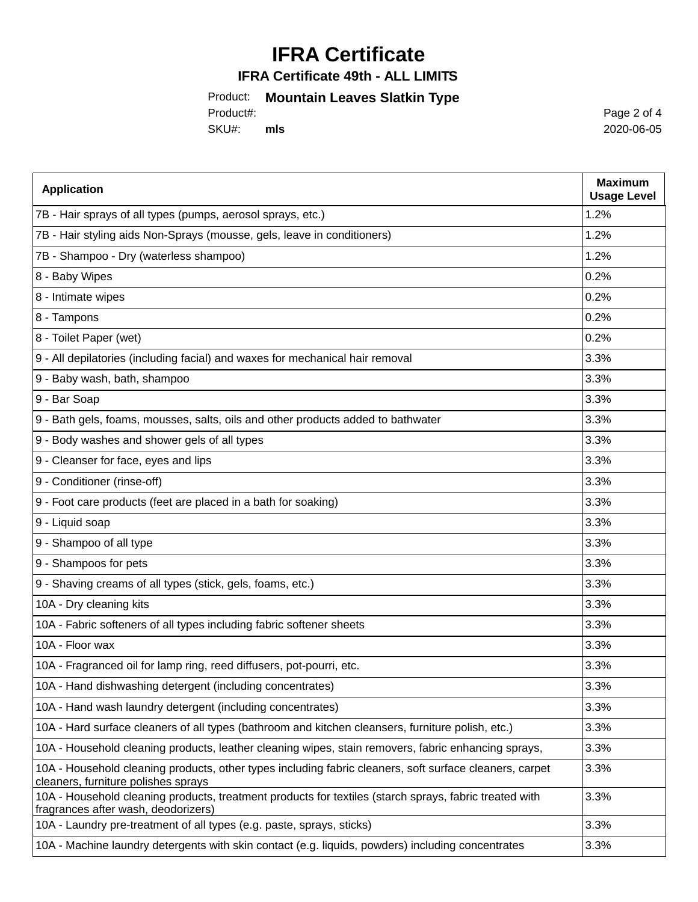# IFRA Certificate

**IFRA Certificate 49th - ALL LIMITS**

Product: **Mountain Leaves Slatkin Type**

Product#:

SKU#: **mls**

2020-06-05

| Application | Maximum Usage Level |
| --- | --- |
| 7B - Hair sprays of all types (pumps, aerosol sprays, etc.) | 1.2% |
| 7B - Hair styling aids Non-Sprays (mousse, gels, leave in conditioners) | 1.2% |
| 7B - Shampoo - Dry (waterless shampoo) | 1.2% |
| 8 - Baby Wipes | 0.2% |
| 8 - Intimate wipes | 0.2% |
| 8 - Tampons | 0.2% |
| 8 - Toilet Paper (wet) | 0.2% |
| 9 - All depilatories (including facial) and waxes for mechanical hair removal | 3.3% |
| 9 - Baby wash, bath, shampoo | 3.3% |
| 9 - Bar Soap | 3.3% |
| 9 - Bath gels, foams, mousses, salts, oils and other products added to bathwater | 3.3% |
| 9 - Body washes and shower gels of all types | 3.3% |
| 9 - Cleanser for face, eyes and lips | 3.3% |
| 9 - Conditioner (rinse-off) | 3.3% |
| 9 - Foot care products (feet are placed in a bath for soaking) | 3.3% |
| 9 - Liquid soap | 3.3% |
| 9 - Shampoo of all type | 3.3% |
| 9 - Shampoos for pets | 3.3% |
| 9 - Shaving creams of all types (stick, gels, foams, etc.) | 3.3% |
| 10A - Dry cleaning kits | 3.3% |
| 10A - Fabric softeners of all types including fabric softener sheets | 3.3% |
| 10A - Floor wax | 3.3% |
| 10A - Fragranced oil for lamp ring, reed diffusers, pot-pourri, etc. | 3.3% |
| 10A - Hand dishwashing detergent (including concentrates) | 3.3% |
| 10A - Hand wash laundry detergent (including concentrates) | 3.3% |
| 10A - Hard surface cleaners of all types (bathroom and kitchen cleansers, furniture polish, etc.) | 3.3% |
| 10A - Household cleaning products, leather cleaning wipes, stain removers, fabric enhancing sprays, | 3.3% |
| 10A - Household cleaning products, other types including fabric cleaners, soft surface cleaners, carpet cleaners, furniture polishes sprays | 3.3% |
| 10A - Household cleaning products, treatment products for textiles (starch sprays, fabric treated with fragrances after wash, deodorizers) | 3.3% |
| 10A - Laundry pre-treatment of all types (e.g. paste, sprays, sticks) | 3.3% |
| 10A - Machine laundry detergents with skin contact (e.g. liquids, powders) including concentrates | 3.3% |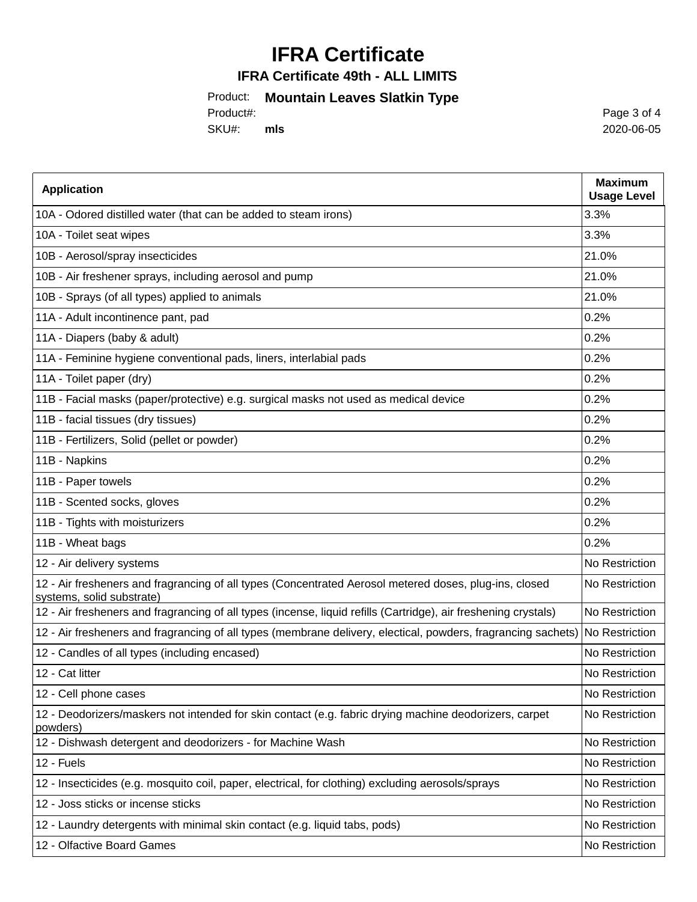# IFRA Certificate

## IFRA Certificate 49th - ALL LIMITS

Product: **Mountain Leaves Slatkin Type**

Product#:

SKU#: **mls**

2020-06-05

| Application | Maximum Usage Level |
|---|---|
| 10A - Odored distilled water (that can be added to steam irons) | 3.3% |
| 10A - Toilet seat wipes | 3.3% |
| 10B - Aerosol/spray insecticides | 21.0% |
| 10B - Air freshener sprays, including aerosol and pump | 21.0% |
| 10B - Sprays (of all types) applied to animals | 21.0% |
| 11A - Adult incontinence pant, pad | 0.2% |
| 11A - Diapers (baby & adult) | 0.2% |
| 11A - Feminine hygiene conventional pads, liners, interlabial pads | 0.2% |
| 11A - Toilet paper (dry) | 0.2% |
| 11B - Facial masks (paper/protective) e.g. surgical masks not used as medical device | 0.2% |
| 11B - facial tissues (dry tissues) | 0.2% |
| 11B - Fertilizers, Solid (pellet or powder) | 0.2% |
| 11B - Napkins | 0.2% |
| 11B - Paper towels | 0.2% |
| 11B - Scented socks, gloves | 0.2% |
| 11B - Tights with moisturizers | 0.2% |
| 11B - Wheat bags | 0.2% |
| 12 - Air delivery systems | No Restriction |
| 12 - Air fresheners and fragrancing of all types (Concentrated Aerosol metered doses, plug-ins, closed systems, solid substrate) | No Restriction |
| 12 - Air fresheners and fragrancing of all types (incense, liquid refills (Cartridge), air freshening crystals) | No Restriction |
| 12 - Air fresheners and fragrancing of all types (membrane delivery, electical, powders, fragrancing sachets) | No Restriction |
| 12 - Candles of all types (including encased) | No Restriction |
| 12 - Cat litter | No Restriction |
| 12 - Cell phone cases | No Restriction |
| 12 - Deodorizers/maskers not intended for skin contact (e.g. fabric drying machine deodorizers, carpet powders) | No Restriction |
| 12 - Dishwash detergent and deodorizers - for Machine Wash | No Restriction |
| 12 - Fuels | No Restriction |
| 12 - Insecticides (e.g. mosquito coil, paper, electrical, for clothing) excluding aerosols/sprays | No Restriction |
| 12 - Joss sticks or incense sticks | No Restriction |
| 12 - Laundry detergents with minimal skin contact (e.g. liquid tabs, pods) | No Restriction |
| 12 - Olfactive Board Games | No Restriction |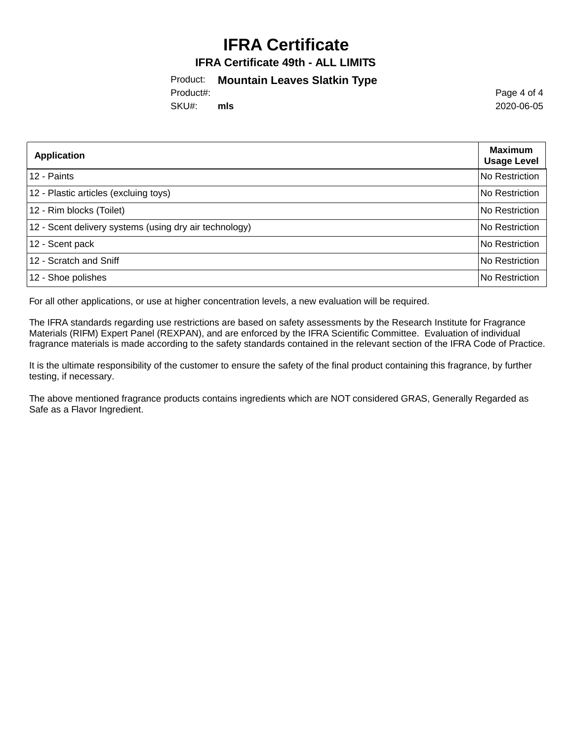# IFRA Certificate

## IFRA Certificate 49th - ALL LIMITS

Product: **Mountain Leaves Slatkin Type**

Product#:

SKU#: **mls**

2020-06-05

| Application | Maximum Usage Level |
|---|---|
| 12 - Paints | No Restriction |
| 12 - Plastic articles (excluing toys) | No Restriction |
| 12 - Rim blocks (Toilet) | No Restriction |
| 12 - Scent delivery systems (using dry air technology) | No Restriction |
| 12 - Scent pack | No Restriction |
| 12 - Scratch and Sniff | No Restriction |
| 12 - Shoe polishes | No Restriction |

For all other applications, or use at higher concentration levels, a new evaluation will be required.

The IFRA standards regarding use restrictions are based on safety assessments by the Research Institute for Fragrance Materials (RIFM) Expert Panel (REXPAN), and are enforced by the IFRA Scientific Committee. Evaluation of individual fragrance materials is made according to the safety standards contained in the relevant section of the IFRA Code of Practice.

It is the ultimate responsibility of the customer to ensure the safety of the final product containing this fragrance, by further testing, if necessary.

The above mentioned fragrance products contains ingredients which are NOT considered GRAS, Generally Regarded as Safe as a Flavor Ingredient.